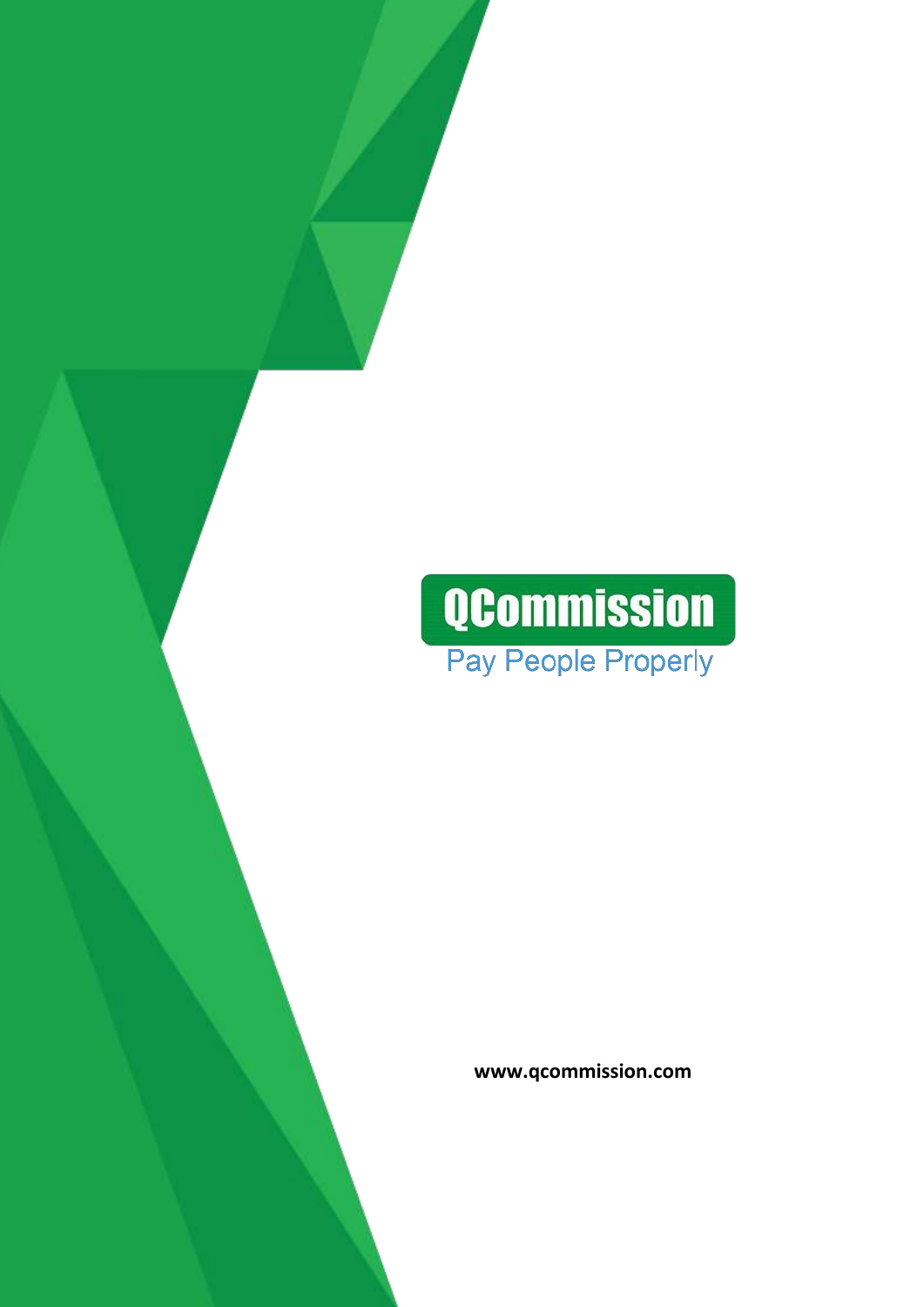# QCommission

Pay People Properly

**www.qcommission.com**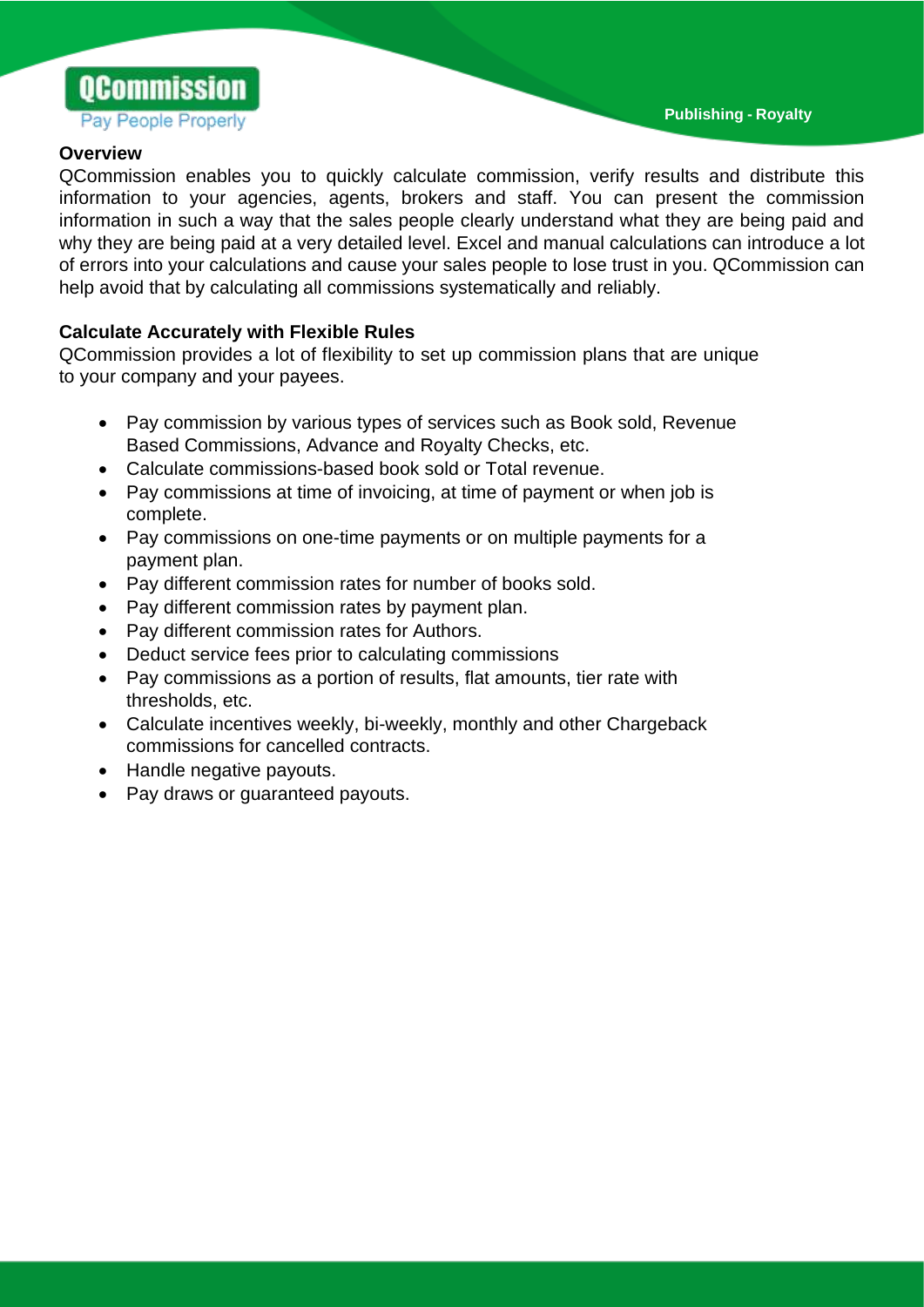## Overview

QCommission enables you to quickly calculate commission, verify results and distribute this information to your agencies, agents, brokers and staff. You can present the commission information in such a way that the sales people clearly understand what they are being paid and why they are being paid at a very detailed level. Excel and manual calculations can introduce a lot of errors into your calculations and cause your sales people to lose trust in you. QCommission can help avoid that by calculating all commissions systematically and reliably.

## Calculate Accurately with Flexible Rules

QCommission provides a lot of flexibility to set up commission plans that are unique to your company and your payees.

- Pay commission by various types of services such as Book sold, Revenue Based Commissions, Advance and Royalty Checks, etc.
- Calculate commissions-based book sold or Total revenue.
- Pay commissions at time of invoicing, at time of payment or when job is complete.
- Pay commissions on one-time payments or on multiple payments for a payment plan.
- Pay different commission rates for number of books sold.
- Pay different commission rates by payment plan.
- Pay different commission rates for Authors.
- Deduct service fees prior to calculating commissions
- Pay commissions as a portion of results, flat amounts, tier rate with thresholds, etc.
- Calculate incentives weekly, bi-weekly, monthly and other Chargeback commissions for cancelled contracts.
- Handle negative payouts.
- Pay draws or guaranteed payouts.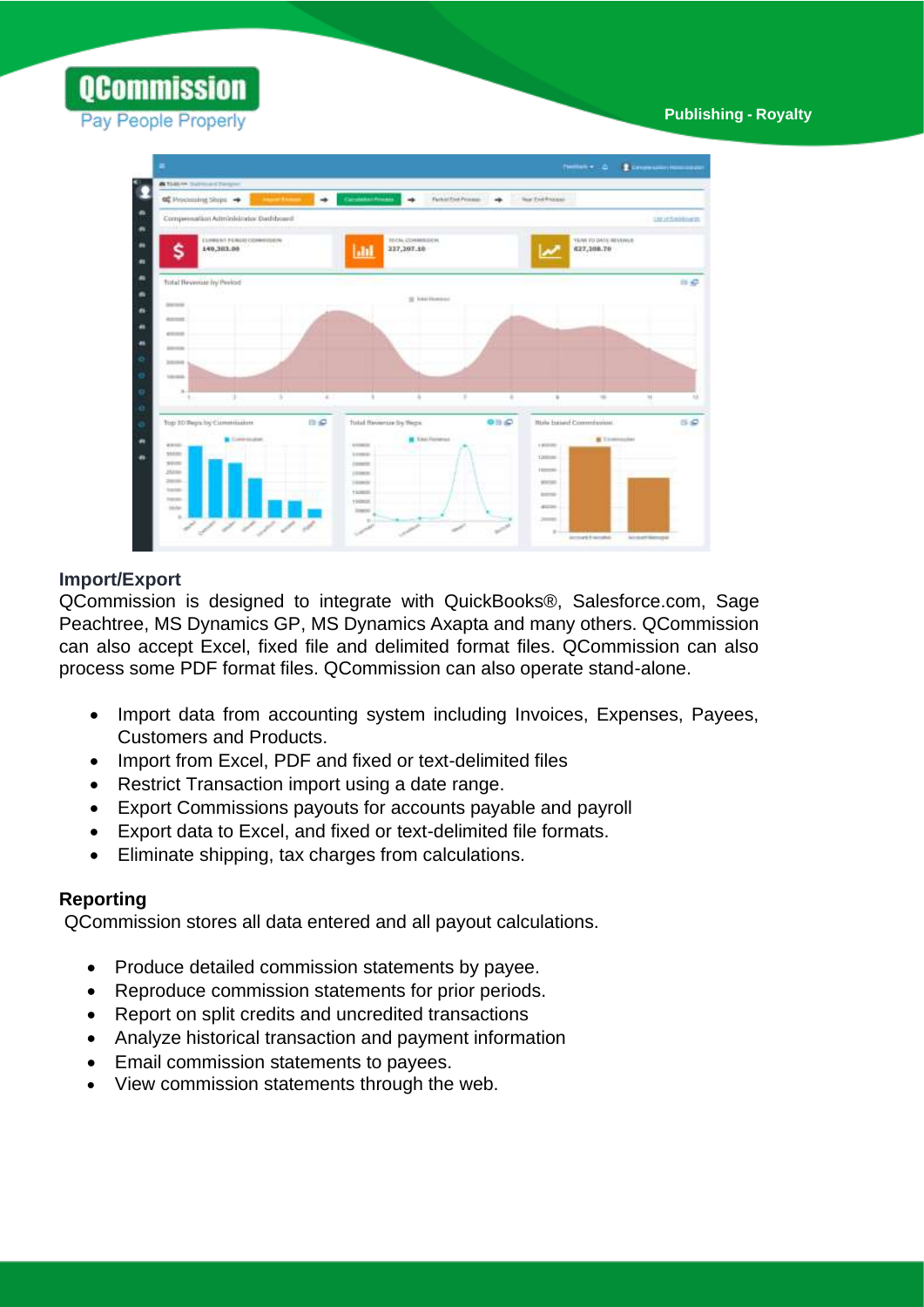## Import/Export

QCommission is designed to integrate with QuickBooks®, Salesforce.com, Sage Peachtree, MS Dynamics GP, MS Dynamics Axapta and many others. QCommission can also accept Excel, fixed file and delimited format files. QCommission can also process some PDF format files. QCommission can also operate stand-alone.

- Import data from accounting system including Invoices, Expenses, Payees, Customers and Products.
- Import from Excel, PDF and fixed or text-delimited files
- Restrict Transaction import using a date range.
- Export Commissions payouts for accounts payable and payroll
- Export data to Excel, and fixed or text-delimited file formats.
- Eliminate shipping, tax charges from calculations.

## Reporting

QCommission stores all data entered and all payout calculations.

- Produce detailed commission statements by payee.
- Reproduce commission statements for prior periods.
- Report on split credits and uncredited transactions
- Analyze historical transaction and payment information
- Email commission statements to payees.
- View commission statements through the web.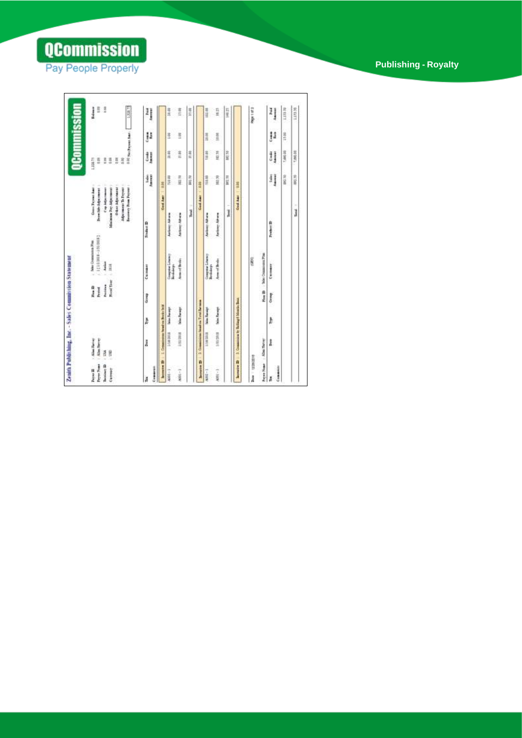# Publishing - Royalty

## Zenith Publishing, Inc. - Sales Commission Statement

| | | | | | |
|---|---|---|---|---|---|
| Payee ID | : Allan Harvey | Plan ID | : Sales Commission Plan | Gross Payout Amt : | 1,328.75 |
| Payee Name | : Allan Harvey | Period | : 1 [1/1/2018 - 1/31/2018] | Draw/Adv Adjustment : | 0.00 |
| Territory ID | : USA | Position | : Author | Cap Adjustment : | 0.00 |
| Currency | : USD | Fiscal Year | : 2018 | Minimum Pay Adjustment : | 0.00 |
| | | | | Other Adjustment : | 0.00 |
| | | | | Adjustment To Payout : | 0.00 |
| | | | | Recovery From Payout : | 0.00 |
| | | | | Net Payout Amt : | 1,328.75 |

Balance: 0.00

| Trx | Date | Type | Group | Customer | Product ID | Sales Amount | Credit Amount | Comm Rate | Paid Amount |
|---|---|---|---|---|---|---|---|---|---|
| **Incentive ID : 1. Commission based on Books Sold** | | | | | Goal Amt : 0.00 | | | | |
| A001-1 | 1/18/2018 | Sales Receipt | | Computer Literary Bookshops | Anthony Adverse | 710.00 | 20.00 | 1.00 | 20.00 |
| A001-1 | 1/31/2018 | Sales Receipt | | Arena of Books | Anthony Adverse | 182.70 | 15.00 | 1.00 | 15.00 |
| | | | | | Total : | 892.70 | 35.00 | | 35.00 |
| **Incentive ID : 2. Commission based on Total Revenue** | | | | | Goal Amt : 0.00 | | | | |
| A001-1 | 1/18/2018 | Sales Receipt | | Computer Literary Bookshops | Anthony Adverse | 710.00 | 710.00 | 10.00 | 102.00 |
| A001-1 | 1/31/2018 | Sales Receipt | | Arena of Books | Anthony Adverse | 182.70 | 182.70 | 10.00 | 18.25 |
| | | | | | Total : | 892.70 | 892.70 | | 160.25 |
| **Incentive ID : 3. Commission by Rolling 6 Months Basis** | | | | | Goal Amt : 0.00 | | | | |

Date : 12/26/2018 (CED)

Payee Name : Allan Harvey    Plan ID : Sales Commission Plan

| Trx | Date | Type | Group | Customer | Product ID | Sales Amount | Credit Amount | Comm Rate | Paid Amount |
|---|---|---|---|---|---|---|---|---|---|
| Comments | | | | | | | | | |
| | | | | | | 892.70 | 7,490.00 | 15.00 | 1,133.50 |
| | | | | | Total : | 892.70 | 7,490.00 | | 1,133.50 |